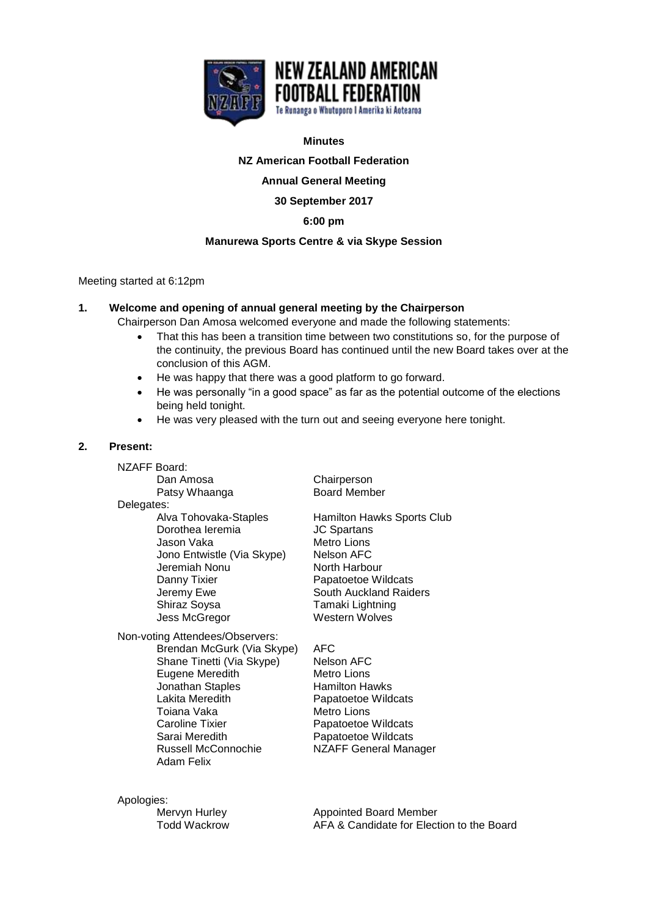# NEW ZEALAND AMERICAN FOOTBALL FEDERATION

Te Runanga o Whutuporo I Amerika ki Aotearoa

**Minutes**

**NZ American Football Federation**

**Annual General Meeting**

**30 September 2017**

**6:00 pm**

**Manurewa Sports Centre & via Skype Session**

Meeting started at 6:12pm

## 1. Welcome and opening of annual general meeting by the Chairperson

Chairperson Dan Amosa welcomed everyone and made the following statements:

- That this has been a transition time between two constitutions so, for the purpose of the continuity, the previous Board has continued until the new Board takes over at the conclusion of this AGM.
- He was happy that there was a good platform to go forward.
- He was personally "in a good space" as far as the potential outcome of the elections being held tonight.
- He was very pleased with the turn out and seeing everyone here tonight.

## 2. Present:

NZAFF Board:

| | |
|---|---|
| Dan Amosa | Chairperson |
| Patsy Whaanga | Board Member |

Delegates:

| | |
|---|---|
| Alva Tohovaka-Staples | Hamilton Hawks Sports Club |
| Dorothea Ieremia | JC Spartans |
| Jason Vaka | Metro Lions |
| Jono Entwistle (Via Skype) | Nelson AFC |
| Jeremiah Nonu | North Harbour |
| Danny Tixier | Papatoetoe Wildcats |
| Jeremy Ewe | South Auckland Raiders |
| Shiraz Soysa | Tamaki Lightning |
| Jess McGregor | Western Wolves |

Non-voting Attendees/Observers:

| | |
|---|---|
| Brendan McGurk (Via Skype) | AFC |
| Shane Tinetti (Via Skype) | Nelson AFC |
| Eugene Meredith | Metro Lions |
| Jonathan Staples | Hamilton Hawks |
| Lakita Meredith | Papatoetoe Wildcats |
| Toiana Vaka | Metro Lions |
| Caroline Tixier | Papatoetoe Wildcats |
| Sarai Meredith | Papatoetoe Wildcats |
| Russell McConnochie | NZAFF General Manager |
| Adam Felix | |

Apologies:

| | |
|---|---|
| Mervyn Hurley | Appointed Board Member |
| Todd Wackrow | AFA & Candidate for Election to the Board |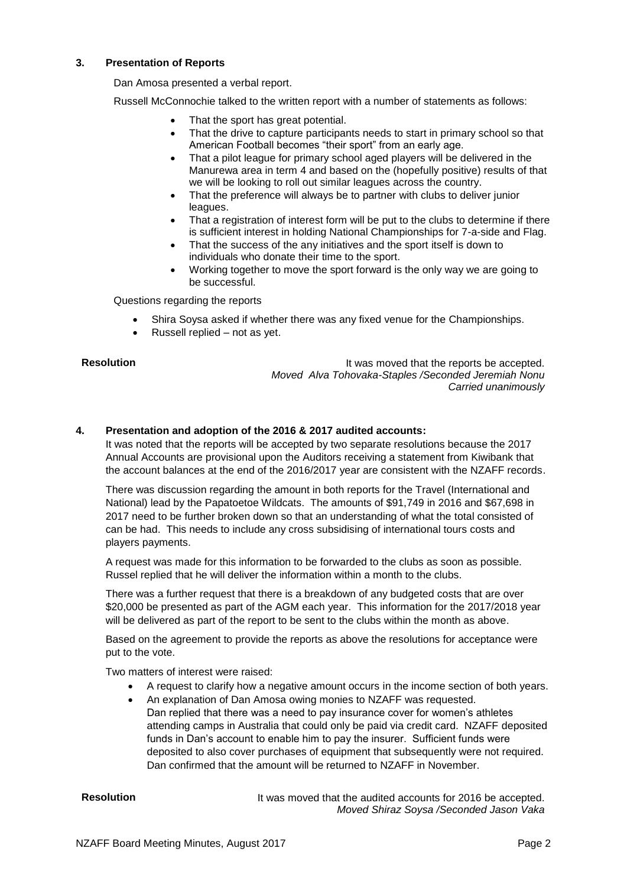### 3. Presentation of Reports

Dan Amosa presented a verbal report.

Russell McConnochie talked to the written report with a number of statements as follows:

- That the sport has great potential.
- That the drive to capture participants needs to start in primary school so that American Football becomes "their sport" from an early age.
- That a pilot league for primary school aged players will be delivered in the Manurewa area in term 4 and based on the (hopefully positive) results of that we will be looking to roll out similar leagues across the country.
- That the preference will always be to partner with clubs to deliver junior leagues.
- That a registration of interest form will be put to the clubs to determine if there is sufficient interest in holding National Championships for 7-a-side and Flag.
- That the success of the any initiatives and the sport itself is down to individuals who donate their time to the sport.
- Working together to move the sport forward is the only way we are going to be successful.

Questions regarding the reports

- Shira Soysa asked if whether there was any fixed venue for the Championships.
- Russell replied – not as yet.

**Resolution** It was moved that the reports be accepted.
*Moved Alva Tohovaka-Staples /Seconded Jeremiah Nonu*
*Carried unanimously*

### 4. Presentation and adoption of the 2016 & 2017 audited accounts:

It was noted that the reports will be accepted by two separate resolutions because the 2017 Annual Accounts are provisional upon the Auditors receiving a statement from Kiwibank that the account balances at the end of the 2016/2017 year are consistent with the NZAFF records.

There was discussion regarding the amount in both reports for the Travel (International and National) lead by the Papatoetoe Wildcats. The amounts of $91,749 in 2016 and $67,698 in 2017 need to be further broken down so that an understanding of what the total consisted of can be had. This needs to include any cross subsidising of international tours costs and players payments.

A request was made for this information to be forwarded to the clubs as soon as possible. Russel replied that he will deliver the information within a month to the clubs.

There was a further request that there is a breakdown of any budgeted costs that are over $20,000 be presented as part of the AGM each year. This information for the 2017/2018 year will be delivered as part of the report to be sent to the clubs within the month as above.

Based on the agreement to provide the reports as above the resolutions for acceptance were put to the vote.

Two matters of interest were raised:

- A request to clarify how a negative amount occurs in the income section of both years.
- An explanation of Dan Amosa owing monies to NZAFF was requested.
  Dan replied that there was a need to pay insurance cover for women's athletes attending camps in Australia that could only be paid via credit card. NZAFF deposited funds in Dan's account to enable him to pay the insurer. Sufficient funds were deposited to also cover purchases of equipment that subsequently were not required. Dan confirmed that the amount will be returned to NZAFF in November.

**Resolution** It was moved that the audited accounts for 2016 be accepted.
*Moved Shiraz Soysa /Seconded Jason Vaka*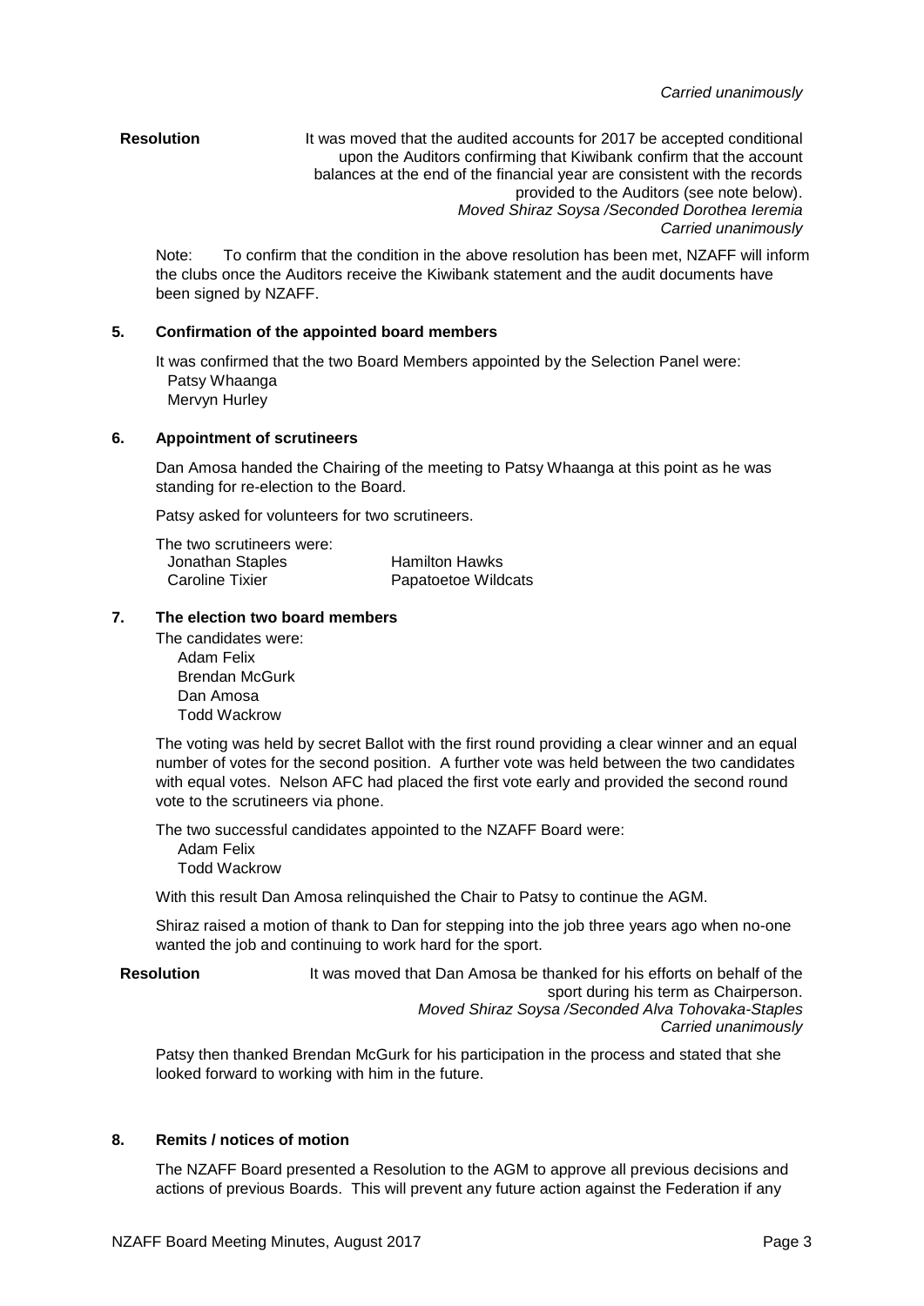*Carried unanimously*

**Resolution** It was moved that the audited accounts for 2017 be accepted conditional upon the Auditors confirming that Kiwibank confirm that the account balances at the end of the financial year are consistent with the records provided to the Auditors (see note below).
*Moved Shiraz Soysa /Seconded Dorothea Ieremia*
*Carried unanimously*

Note: To confirm that the condition in the above resolution has been met, NZAFF will inform the clubs once the Auditors receive the Kiwibank statement and the audit documents have been signed by NZAFF.

## 5. Confirmation of the appointed board members

It was confirmed that the two Board Members appointed by the Selection Panel were:
Patsy Whaanga
Mervyn Hurley

## 6. Appointment of scrutineers

Dan Amosa handed the Chairing of the meeting to Patsy Whaanga at this point as he was standing for re-election to the Board.

Patsy asked for volunteers for two scrutineers.

The two scrutineers were:

| | |
|---|---|
| Jonathan Staples | Hamilton Hawks |
| Caroline Tixier | Papatoetoe Wildcats |

## 7. The election two board members

The candidates were:
Adam Felix
Brendan McGurk
Dan Amosa
Todd Wackrow

The voting was held by secret Ballot with the first round providing a clear winner and an equal number of votes for the second position. A further vote was held between the two candidates with equal votes. Nelson AFC had placed the first vote early and provided the second round vote to the scrutineers via phone.

The two successful candidates appointed to the NZAFF Board were:
Adam Felix
Todd Wackrow

With this result Dan Amosa relinquished the Chair to Patsy to continue the AGM.

Shiraz raised a motion of thank to Dan for stepping into the job three years ago when no-one wanted the job and continuing to work hard for the sport.

**Resolution** It was moved that Dan Amosa be thanked for his efforts on behalf of the sport during his term as Chairperson.
*Moved Shiraz Soysa /Seconded Alva Tohovaka-Staples*
*Carried unanimously*

Patsy then thanked Brendan McGurk for his participation in the process and stated that she looked forward to working with him in the future.

## 8. Remits / notices of motion

The NZAFF Board presented a Resolution to the AGM to approve all previous decisions and actions of previous Boards. This will prevent any future action against the Federation if any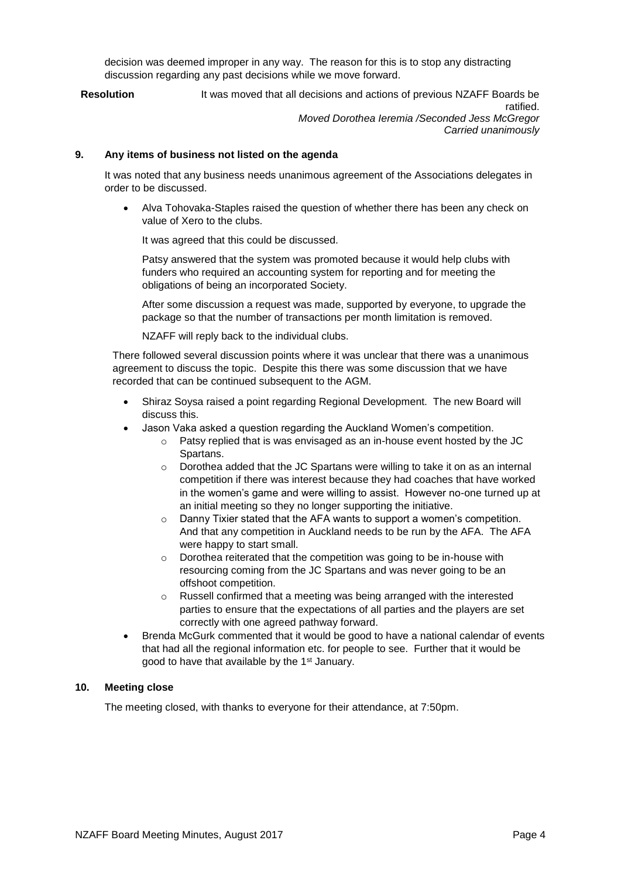decision was deemed improper in any way. The reason for this is to stop any distracting discussion regarding any past decisions while we move forward.

**Resolution** It was moved that all decisions and actions of previous NZAFF Boards be ratified.
*Moved Dorothea Ieremia /Seconded Jess McGregor*
*Carried unanimously*

### 9. Any items of business not listed on the agenda

It was noted that any business needs unanimous agreement of the Associations delegates in order to be discussed.

- Alva Tohovaka-Staples raised the question of whether there has been any check on value of Xero to the clubs.

  It was agreed that this could be discussed.

  Patsy answered that the system was promoted because it would help clubs with funders who required an accounting system for reporting and for meeting the obligations of being an incorporated Society.

  After some discussion a request was made, supported by everyone, to upgrade the package so that the number of transactions per month limitation is removed.

  NZAFF will reply back to the individual clubs.

There followed several discussion points where it was unclear that there was a unanimous agreement to discuss the topic. Despite this there was some discussion that we have recorded that can be continued subsequent to the AGM.

- Shiraz Soysa raised a point regarding Regional Development. The new Board will discuss this.
- Jason Vaka asked a question regarding the Auckland Women's competition.
  - Patsy replied that is was envisaged as an in-house event hosted by the JC Spartans.
  - Dorothea added that the JC Spartans were willing to take it on as an internal competition if there was interest because they had coaches that have worked in the women's game and were willing to assist. However no-one turned up at an initial meeting so they no longer supporting the initiative.
  - Danny Tixier stated that the AFA wants to support a women's competition. And that any competition in Auckland needs to be run by the AFA. The AFA were happy to start small.
  - Dorothea reiterated that the competition was going to be in-house with resourcing coming from the JC Spartans and was never going to be an offshoot competition.
  - Russell confirmed that a meeting was being arranged with the interested parties to ensure that the expectations of all parties and the players are set correctly with one agreed pathway forward.
- Brenda McGurk commented that it would be good to have a national calendar of events that had all the regional information etc. for people to see. Further that it would be good to have that available by the 1st January.

### 10. Meeting close

The meeting closed, with thanks to everyone for their attendance, at 7:50pm.